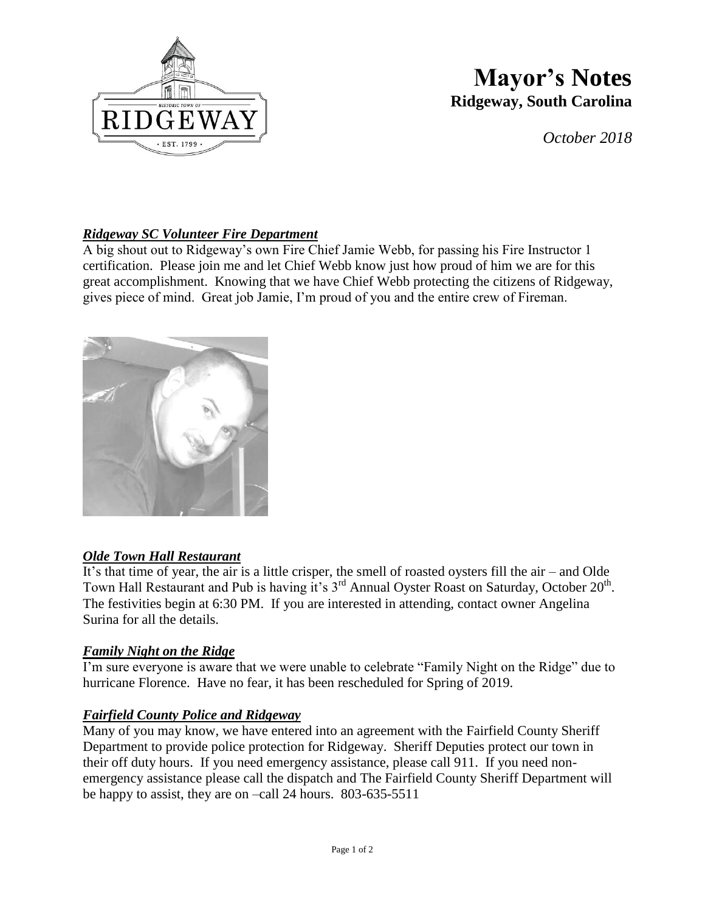# Mayor's Notes

**Ridgeway, South Carolina**

*October 2018*

### ***Ridgeway SC Volunteer Fire Department***

A big shout out to Ridgeway's own Fire Chief Jamie Webb, for passing his Fire Instructor 1 certification. Please join me and let Chief Webb know just how proud of him we are for this great accomplishment. Knowing that we have Chief Webb protecting the citizens of Ridgeway, gives piece of mind. Great job Jamie, I'm proud of you and the entire crew of Fireman.

### ***Olde Town Hall Restaurant***

It's that time of year, the air is a little crisper, the smell of roasted oysters fill the air – and Olde Town Hall Restaurant and Pub is having it's 3rd Annual Oyster Roast on Saturday, October 20th. The festivities begin at 6:30 PM. If you are interested in attending, contact owner Angelina Surina for all the details.

### ***Family Night on the Ridge***

I'm sure everyone is aware that we were unable to celebrate "Family Night on the Ridge" due to hurricane Florence. Have no fear, it has been rescheduled for Spring of 2019.

### ***Fairfield County Police and Ridgeway***

Many of you may know, we have entered into an agreement with the Fairfield County Sheriff Department to provide police protection for Ridgeway. Sheriff Deputies protect our town in their off duty hours. If you need emergency assistance, please call 911. If you need non-emergency assistance please call the dispatch and The Fairfield County Sheriff Department will be happy to assist, they are on –call 24 hours. 803-635-5511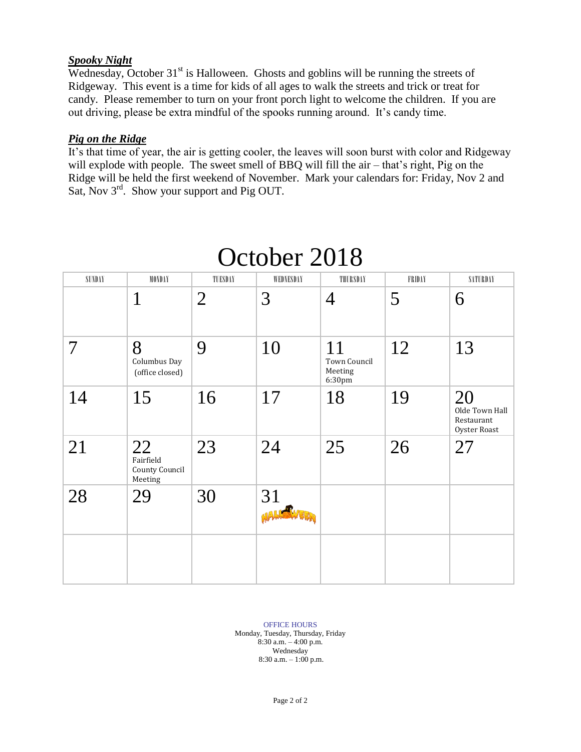***Spooky Night***

Wednesday, October 31st is Halloween. Ghosts and goblins will be running the streets of Ridgeway. This event is a time for kids of all ages to walk the streets and trick or treat for candy. Please remember to turn on your front porch light to welcome the children. If you are out driving, please be extra mindful of the spooks running around. It's candy time.

***Pig on the Ridge***

It's that time of year, the air is getting cooler, the leaves will soon burst with color and Ridgeway will explode with people. The sweet smell of BBQ will fill the air – that's right, Pig on the Ridge will be held the first weekend of November. Mark your calendars for: Friday, Nov 2 and Sat, Nov 3rd. Show your support and Pig OUT.

# October 2018

| SUNDAY | MONDAY | TUESDAY | WEDNESDAY | THURSDAY | FRIDAY | SATURDAY |
|---|---|---|---|---|---|---|
| | 1 | 2 | 3 | 4 | 5 | 6 |
| 7 | 8 Columbus Day (office closed) | 9 | 10 | 11 Town Council Meeting 6:30pm | 12 | 13 |
| 14 | 15 | 16 | 17 | 18 | 19 | 20 Olde Town Hall Restaurant Oyster Roast |
| 21 | 22 Fairfield County Council Meeting | 23 | 24 | 25 | 26 | 27 |
| 28 | 29 | 30 | 31 HALLOWEEN | | | |
| | | | | | | |

OFFICE HOURS
Monday, Tuesday, Thursday, Friday
8:30 a.m. – 4:00 p.m.
Wednesday
8:30 a.m. – 1:00 p.m.